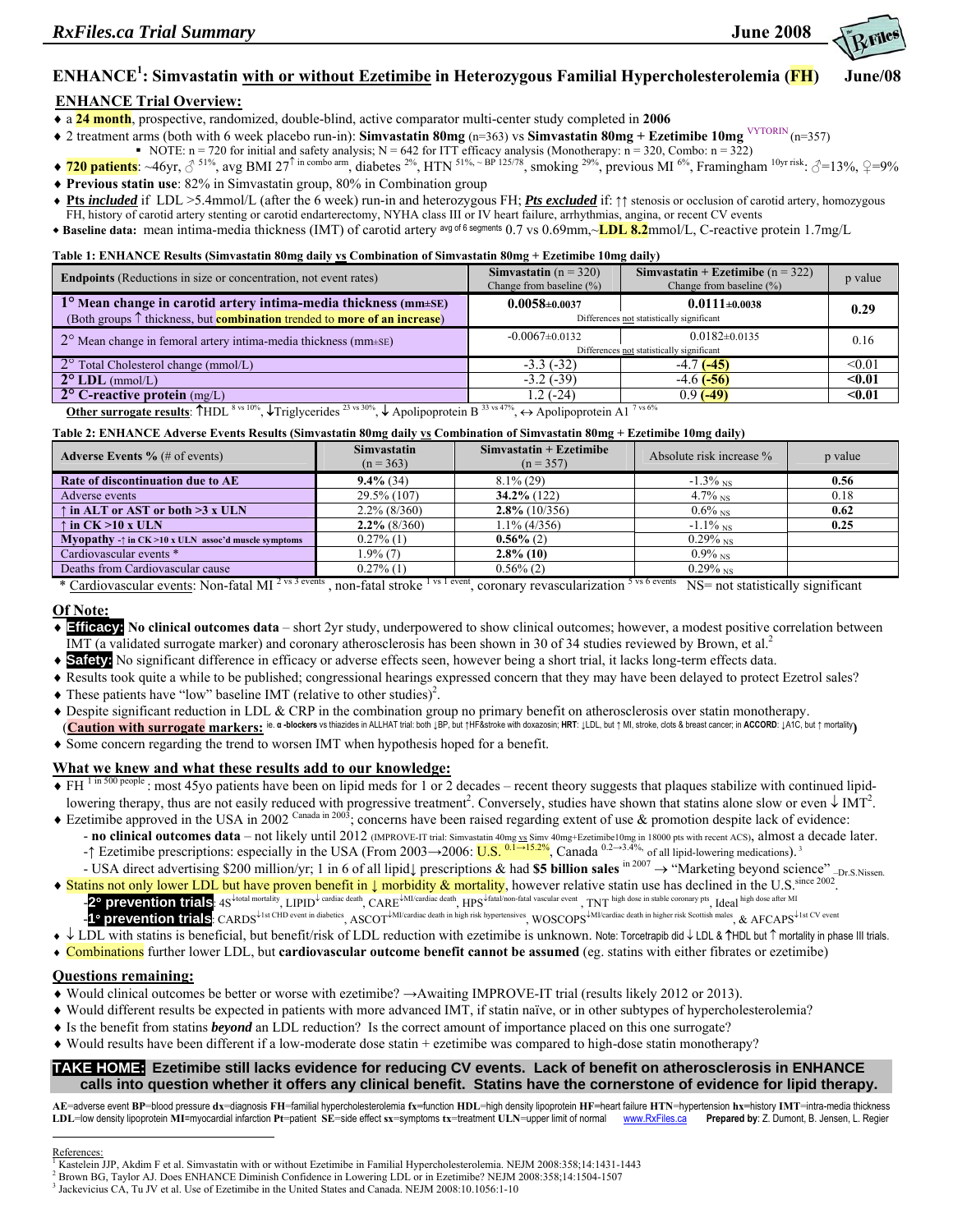# ENHANCE[1]: Simvastatin with or without Ezetimibe in Heterozygous Familial Hypercholesterolemia (FH) June/08

## ENHANCE Trial Overview:

- a **24 month**, prospective, randomized, double-blind, active comparator multi-center study completed in **2006**
- 2 treatment arms (both with 6 week placebo run-in): **Simvastatin 80mg** (n=363) vs **Simvastatin 80mg + Ezetimibe 10mg** VYTORIN (n=357)
  - NOTE: n = 720 for initial and safety analysis; N = 642 for ITT efficacy analysis (Monotherapy: n = 320, Combo: n = 322)
- **720 patients**: ~46yr, ♂ 51%, avg BMI 27↑ in combo arm, diabetes 2%, HTN 51%, ~ BP 125/78, smoking 29%, previous MI 6%, Framingham 10yr risk: ♂=13%, ♀=9%
- **Previous statin use**: 82% in Simvastatin group, 80% in Combination group
- **Pts *included*** if LDL >5.4mmol/L (after the 6 week) run-in and heterozygous FH; ***Pts excluded*** if: ↑↑ stenosis or occlusion of carotid artery, homozygous FH, history of carotid artery stenting or carotid endarterectomy, NYHA class III or IV heart failure, arrhythmias, angina, or recent CV events
- **Baseline data:** mean intima-media thickness (IMT) of carotid artery avg of 6 segments 0.7 vs 0.69mm,~**LDL 8.2**mmol/L, C-reactive protein 1.7mg/L

**Table 1: ENHANCE Results (Simvastatin 80mg daily vs Combination of Simvastatin 80mg + Ezetimibe 10mg daily)**

| **Endpoints** (Reductions in size or concentration, not event rates) | **Simvastatin** (n = 320) Change from baseline (%) | **Simvastatin + Ezetimibe** (n = 322) Change from baseline (%) | p value |
|---|---|---|---|
| **1° Mean change in carotid artery intima-media thickness (mm±SE)** (Both groups ↑ thickness, but **combination** trended to **more of an increase**) | **0.0058±0.0037** | **0.0111±0.0038** | **0.29** |
| | Differences not statistically significant | | |
| 2° Mean change in femoral artery intima-media thickness (mm±SE) | -0.0067±0.0132 | 0.0182±0.0135 | 0.16 |
| | Differences not statistically significant | | |
| 2° Total Cholesterol change (mmol/L) | -3.3 (-32) | -4.7 **(-45)** | <0.01 |
| **2° LDL** (mmol/L) | -3.2 (-39) | -4.6 **(-56)** | **<0.01** |
| **2° C-reactive protein** (mg/L) | 1.2 (-24) | 0.9 **(-49)** | **<0.01** |

**Other surrogate results**: ↑HDL 8 vs 10%, ↓Triglycerides 23 vs 30%, ↓ Apolipoprotein B 33 vs 47%, ↔ Apolipoprotein A1 7 vs 6%

**Table 2: ENHANCE Adverse Events Results (Simvastatin 80mg daily vs Combination of Simvastatin 80mg + Ezetimibe 10mg daily)**

| **Adverse Events %** (# of events) | **Simvastatin** (n = 363) | **Simvastatin + Ezetimibe** (n = 357) | Absolute risk increase % | p value |
|---|---|---|---|---|
| **Rate of discontinuation due to AE** | **9.4%** (34) | 8.1% (29) | -1.3% NS | **0.56** |
| Adverse events | 29.5% (107) | **34.2%** (122) | 4.7% NS | 0.18 |
| **↑ in ALT or AST or both >3 x ULN** | 2.2% (8/360) | **2.8%** (10/356) | 0.6% NS | **0.62** |
| **↑ in CK >10 x ULN** | **2.2%** (8/360) | 1.1% (4/356) | -1.1% NS | **0.25** |
| **Myopathy** -↑ in CK >10 x ULN assoc'd muscle symptoms | 0.27% (1) | **0.56%** (2) | 0.29% NS | |
| Cardiovascular events * | 1.9% (7) | **2.8% (10)** | 0.9% NS | |
| Deaths from Cardiovascular cause | 0.27% (1) | 0.56% (2) | 0.29% NS | |

\* Cardiovascular events: Non-fatal MI 2 vs 3 events, non-fatal stroke 1 vs 1 event, coronary revascularization 5 vs 6 events NS= not statistically significant

## Of Note:

- **Efficacy: No clinical outcomes data** – short 2yr study, underpowered to show clinical outcomes; however, a modest positive correlation between IMT (a validated surrogate marker) and coronary atherosclerosis has been shown in 30 of 34 studies reviewed by Brown, et al.[2]
- **Safety:** No significant difference in efficacy or adverse effects seen, however being a short trial, it lacks long-term effects data.
- Results took quite a while to be published; congressional hearings expressed concern that they may have been delayed to protect Ezetrol sales?
- These patients have "low" baseline IMT (relative to other studies)[2].
- Despite significant reduction in LDL & CRP in the combination group no primary benefit on atherosclerosis over statin monotherapy. (**Caution with surrogate markers:** ie. α-blockers vs thiazides in ALLHAT trial: both ↓BP, but ↑HF&stroke with doxazosin; **HRT**: ↓LDL, but ↑ MI, stroke, clots & breast cancer; in **ACCORD**: ↓A1C, but ↑ mortality)
- Some concern regarding the trend to worsen IMT when hypothesis hoped for a benefit.

## What we knew and what these results add to our knowledge:

- FH 1 in 500 people: most 45yo patients have been on lipid meds for 1 or 2 decades – recent theory suggests that plaques stabilize with continued lipid-lowering therapy, thus are not easily reduced with progressive treatment[2]. Conversely, studies have shown that statins alone slow or even ↓ IMT[2].
- Ezetimibe approved in the USA in 2002 Canada in 2003; concerns have been raised regarding extent of use & promotion despite lack of evidence:
  - **no clinical outcomes data** – not likely until 2012 (IMPROVE-IT trial: Simvastatin 40mg vs Simv 40mg+Ezetimibe10mg in 18000 pts with recent ACS), almost a decade later.
  - ↑ Ezetimibe prescriptions: especially in the USA (From 2003→2006: U.S. 0.1→15.2%, Canada 0.2→3.4% of all lipid-lowering medications).[3]
  - USA direct advertising $200 million/yr; 1 in 6 of all lipid↓ prescriptions & had **$5 billion sales** in 2007 → "Marketing beyond science" –Dr.S.Nissen.
- Statins not only lower LDL but have proven benefit in ↓ morbidity & mortality, however relative statin use has declined in the U.S. since 2002.
  - **2° prevention trials**: 4S↓total mortality, LIPID↓cardiac death, CARE↓MI/cardiac death, HPS↓fatal/non-fatal vascular event, TNT high dose in stable coronary pts, Ideal high dose after MI
  - **1° prevention trials**: CARDS↓1st CHD event in diabetics, ASCOT↓MI/cardiac death in high risk hypertensives, WOSCOPS↓MI/cardiac death in higher risk Scottish males, & AFCAPS↓1st CV event
- ↓ LDL with statins is beneficial, but benefit/risk of LDL reduction with ezetimibe is unknown. Note: Torcetrapib did ↓ LDL & ↑HDL but ↑ mortality in phase III trials.
- Combinations further lower LDL, but **cardiovascular outcome benefit cannot be assumed** (eg. statins with either fibrates or ezetimibe)

## Questions remaining:

- Would clinical outcomes be better or worse with ezetimibe? →Awaiting IMPROVE-IT trial (results likely 2012 or 2013).
- Would different results be expected in patients with more advanced IMT, if statin naïve, or in other subtypes of hypercholesterolemia?
- Is the benefit from statins ***beyond*** an LDL reduction? Is the correct amount of importance placed on this one surrogate?
- Would results have been different if a low-moderate dose statin + ezetimibe was compared to high-dose statin monotherapy?

**TAKE HOME: Ezetimibe still lacks evidence for reducing CV events. Lack of benefit on atherosclerosis in ENHANCE calls into question whether it offers any clinical benefit. Statins have the cornerstone of evidence for lipid therapy.**

**AE**=adverse event **BP**=blood pressure **dx**=diagnosis **FH**=familial hypercholesterolemia **fx**=function **HDL**=high density lipoprotein **HF**=heart failure **HTN**=hypertension **hx**=history **IMT**=intra-media thickness **LDL**=low density lipoprotein **MI**=myocardial infarction **Pt**=patient **SE**=side effect **sx**=symptoms **tx**=treatment **ULN**=upper limit of normal www.RxFiles.ca **Prepared by**: Z. Dumont, B. Jensen, L. Regier

References:

1 Kastelein JJP, Akdim F et al. Simvastatin with or without Ezetimibe in Familial Hypercholesterolemia. NEJM 2008:358;14:1431-1443

2 Brown BG, Taylor AJ. Does ENHANCE Diminish Confidence in Lowering LDL or in Ezetimibe? NEJM 2008:358;14:1504-1507

3 Jackevicius CA, Tu JV et al. Use of Ezetimibe in the United States and Canada. NEJM 2008:10.1056:1-10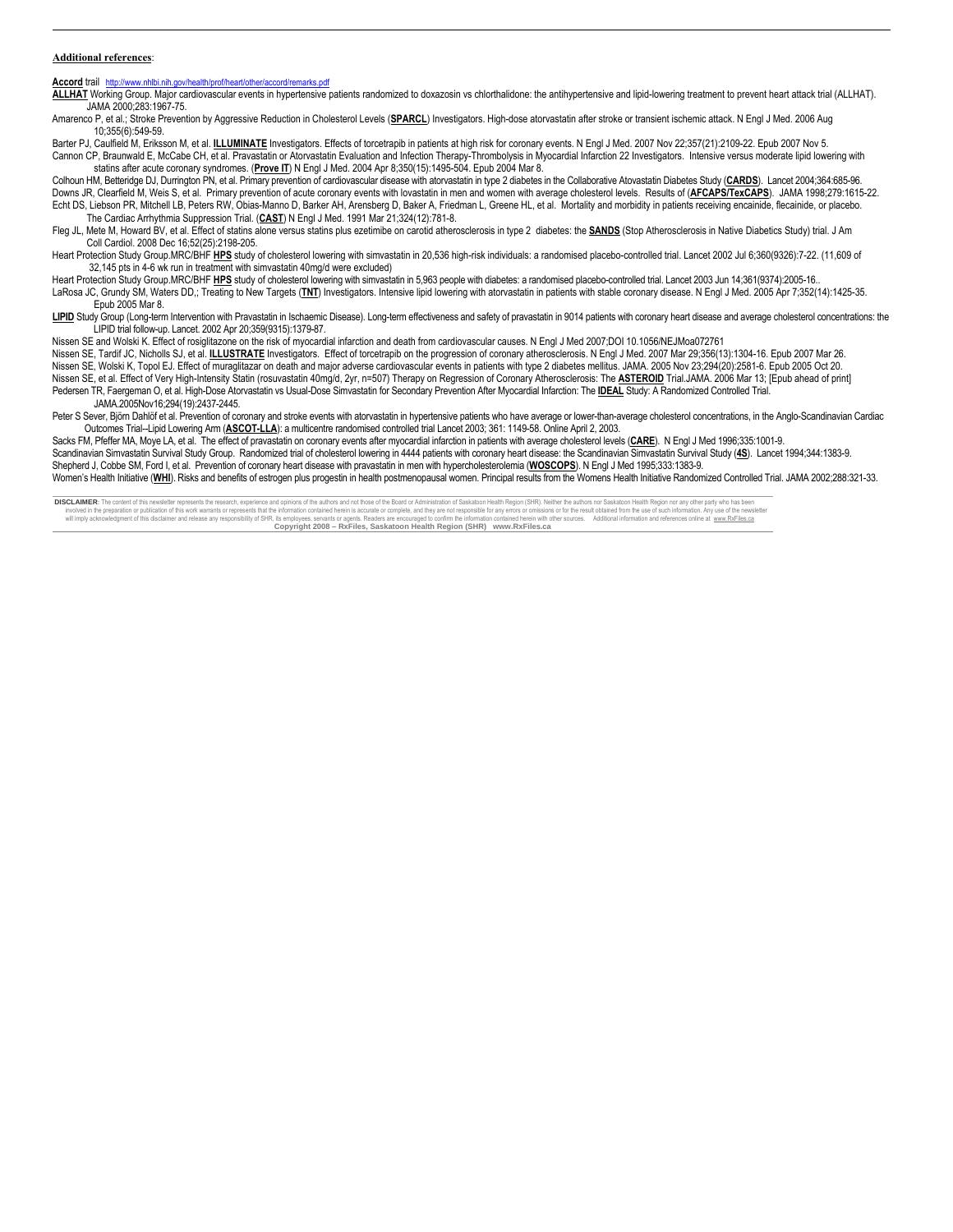**Additional references**:

**Accord** trail http://www.nhlbi.nih.gov/health/prof/heart/other/accord/remarks.pdf

**ALLHAT** Working Group. Major cardiovascular events in hypertensive patients randomized to doxazosin vs chlorthalidone: the antihypertensive and lipid-lowering treatment to prevent heart attack trial (ALLHAT). JAMA 2000;283:1967-75.

Amarenco P, et al.; Stroke Prevention by Aggressive Reduction in Cholesterol Levels (**SPARCL**) Investigators. High-dose atorvastatin after stroke or transient ischemic attack. N Engl J Med. 2006 Aug 10;355(6):549-59.

Barter PJ, Caulfield M, Eriksson M, et al. **ILLUMINATE** Investigators. Effects of torcetrapib in patients at high risk for coronary events. N Engl J Med. 2007 Nov 22;357(21):2109-22. Epub 2007 Nov 5.

Cannon CP, Braunwald E, McCabe CH, et al. Pravastatin or Atorvastatin Evaluation and Infection Therapy-Thrombolysis in Myocardial Infarction 22 Investigators. Intensive versus moderate lipid lowering with statins after acute coronary syndromes. (**Prove IT**) N Engl J Med. 2004 Apr 8;350(15):1495-504. Epub 2004 Mar 8.

Colhoun HM, Betteridge DJ, Durrington PN, et al. Primary prevention of cardiovascular disease with atorvastatin in type 2 diabetes in the Collaborative Atovastatin Diabetes Study (**CARDS**). Lancet 2004;364:685-96.

Downs JR, Clearfield M, Weis S, et al. Primary prevention of acute coronary events with lovastatin in men and women with average cholesterol levels. Results of (**AFCAPS/TexCAPS**). JAMA 1998;279:1615-22.

Echt DS, Liebson PR, Mitchell LB, Peters RW, Obias-Manno D, Barker AH, Arensberg D, Baker A, Friedman L, Greene HL, et al. Mortality and morbidity in patients receiving encainide, flecainide, or placebo. The Cardiac Arrhythmia Suppression Trial. (**CAST**) N Engl J Med. 1991 Mar 21;324(12):781-8.

Fleg JL, Mete M, Howard BV, et al. Effect of statins alone versus statins plus ezetimibe on carotid atherosclerosis in type 2 diabetes: the **SANDS** (Stop Atherosclerosis in Native Diabetics Study) trial. J Am Coll Cardiol. 2008 Dec 16;52(25):2198-205.

Heart Protection Study Group.MRC/BHF **HPS** study of cholesterol lowering with simvastatin in 20,536 high-risk individuals: a randomised placebo-controlled trial. Lancet 2002 Jul 6;360(9326):7-22. (11,609 of 32,145 pts in 4-6 wk run in treatment with simvastatin 40mg/d were excluded)

Heart Protection Study Group.MRC/BHF **HPS** study of cholesterol lowering with simvastatin in 5,963 people with diabetes: a randomised placebo-controlled trial. Lancet 2003 Jun 14;361(9374):2005-16..

LaRosa JC, Grundy SM, Waters DD,; Treating to New Targets (**TNT**) Investigators. Intensive lipid lowering with atorvastatin in patients with stable coronary disease. N Engl J Med. 2005 Apr 7;352(14):1425-35. Epub 2005 Mar 8.

**LIPID** Study Group (Long-term Intervention with Pravastatin in Ischaemic Disease). Long-term effectiveness and safety of pravastatin in 9014 patients with coronary heart disease and average cholesterol concentrations: the LIPID trial follow-up. Lancet. 2002 Apr 20;359(9315):1379-87.

Nissen SE and Wolski K. Effect of rosiglitazone on the risk of myocardial infarction and death from cardiovascular causes. N Engl J Med 2007;DOI 10.1056/NEJMoa072761

Nissen SE, Tardif JC, Nicholls SJ, et al. **ILLUSTRATE** Investigators. Effect of torcetrapib on the progression of coronary atherosclerosis. N Engl J Med. 2007 Mar 29;356(13):1304-16. Epub 2007 Mar 26.

Nissen SE, Wolski K, Topol EJ. Effect of muraglitazar on death and major adverse cardiovascular events in patients with type 2 diabetes mellitus. JAMA. 2005 Nov 23;294(20):2581-6. Epub 2005 Oct 20.

Nissen SE, et al. Effect of Very High-Intensity Statin (rosuvastatin 40mg/d, 2yr, n=507) Therapy on Regression of Coronary Atherosclerosis: The **ASTEROID** Trial.JAMA. 2006 Mar 13; [Epub ahead of print]

Pedersen TR, Faergeman O, et al. High-Dose Atorvastatin vs Usual-Dose Simvastatin for Secondary Prevention After Myocardial Infarction: The **IDEAL** Study: A Randomized Controlled Trial. JAMA.2005Nov16;294(19):2437-2445.

Peter S Sever, Björn Dahlöf et al. Prevention of coronary and stroke events with atorvastatin in hypertensive patients who have average or lower-than-average cholesterol concentrations, in the Anglo-Scandinavian Cardiac Outcomes Trial--Lipid Lowering Arm (**ASCOT-LLA**): a multicentre randomised controlled trial Lancet 2003; 361: 1149-58. Online April 2, 2003.

Sacks FM, Pfeffer MA, Moye LA, et al. The effect of pravastatin on coronary events after myocardial infarction in patients with average cholesterol levels (**CARE**). N Engl J Med 1996;335:1001-9.

Scandinavian Simvastatin Survival Study Group. Randomized trial of cholesterol lowering in 4444 patients with coronary heart disease: the Scandinavian Simvastatin Survival Study (**4S**). Lancet 1994;344:1383-9.

Shepherd J, Cobbe SM, Ford I, et al. Prevention of coronary heart disease with pravastatin in men with hypercholesterolemia (**WOSCOPS**). N Engl J Med 1995;333:1383-9.

Women's Health Initiative (**WHI**). Risks and benefits of estrogen plus progestin in health postmenopausal women. Principal results from the Womens Health Initiative Randomized Controlled Trial. JAMA 2002;288:321-33.

**DISCLAIMER**: The content of this newsletter represents the research, experience and opinions of the authors and not those of the Board or Administration of Saskatoon Health Region (SHR). Neither the authors nor Saskatoon Health Region nor any other party who has been involved in the preparation or publication of this work warrants or represents that the information contained herein is accurate or complete, and they are not responsible for any errors or omissions or for the result obtained from the use of such information. Any use of the newsletter will imply acknowledgment of this disclaimer and release any responsibility of SHR, its employees, servants or agents. Readers are encouraged to confirm the information contained herein with other sources. Additional information and references online at www.RxFiles.ca

**Copyright 2008 – RxFiles, Saskatoon Health Region (SHR) www.RxFiles.ca**